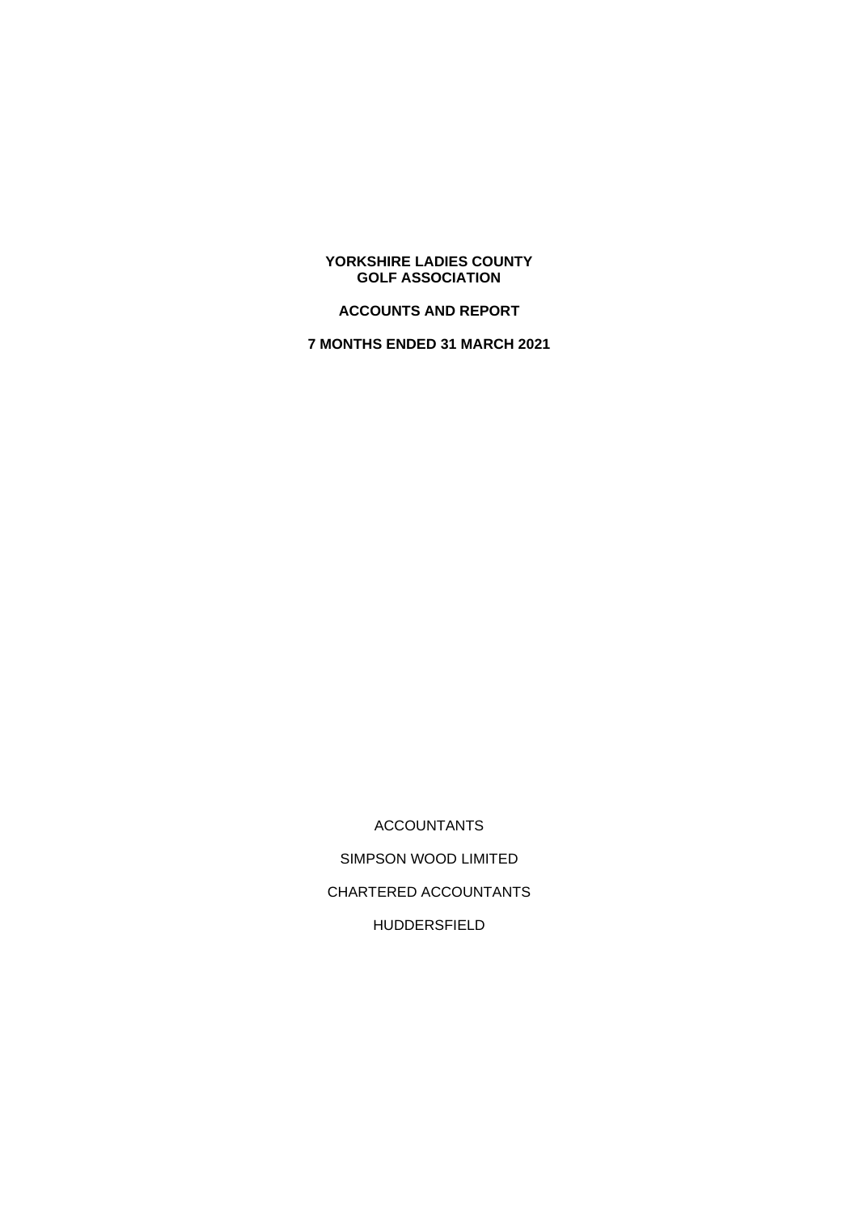# YORKSHIRE LADIES COUNTY GOLF ASSOCIATION

## ACCOUNTS AND REPORT

## 7 MONTHS ENDED 31 MARCH 2021

ACCOUNTANTS

SIMPSON WOOD LIMITED

CHARTERED ACCOUNTANTS

HUDDERSFIELD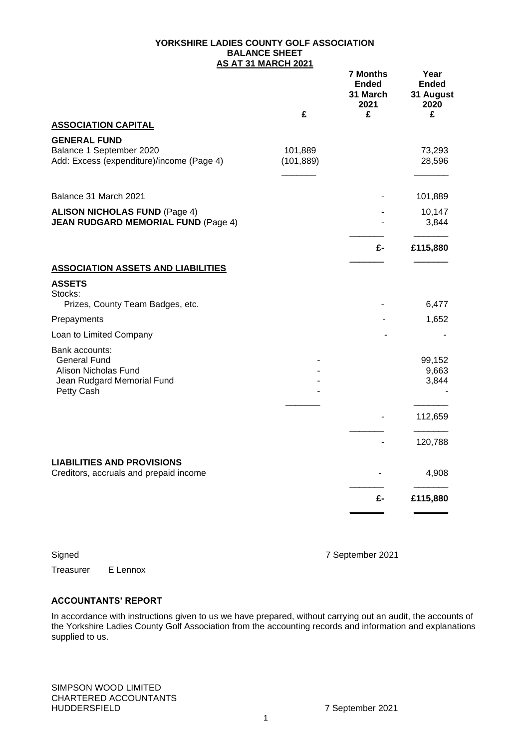# YORKSHIRE LADIES COUNTY GOLF ASSOCIATION
## BALANCE SHEET
## AS AT 31 MARCH 2021

| | £ | 7 Months Ended 31 March 2021 £ | Year Ended 31 August 2020 £ |
|---|---|---|---|
| **ASSOCIATION CAPITAL** | | | |
| **GENERAL FUND** | | | |
| Balance 1 September 2020 | 101,889 | | 73,293 |
| Add: Excess (expenditure)/income (Page 4) | (101,889) | | 28,596 |
| Balance 31 March 2021 | | - | 101,889 |
| **ALISON NICHOLAS FUND** (Page 4) | | - | 10,147 |
| **JEAN RUDGARD MEMORIAL FUND** (Page 4) | | - | 3,844 |
| | | £- | £115,880 |
| **ASSOCIATION ASSETS AND LIABILITIES** | | | |
| **ASSETS** | | | |
| Stocks: | | | |
| Prizes, County Team Badges, etc. | | - | 6,477 |
| Prepayments | | - | 1,652 |
| Loan to Limited Company | | - | - |
| Bank accounts: | | | |
| General Fund | - | | 99,152 |
| Alison Nicholas Fund | - | | 9,663 |
| Jean Rudgard Memorial Fund | - | | 3,844 |
| Petty Cash | - | | - |
| | | - | 112,659 |
| | | - | 120,788 |
| **LIABILITIES AND PROVISIONS** | | | |
| Creditors, accruals and prepaid income | | - | 4,908 |
| | | £- | £115,880 |

Signed 7 September 2021

Treasurer E Lennox

### ACCOUNTANTS' REPORT

In accordance with instructions given to us we have prepared, without carrying out an audit, the accounts of the Yorkshire Ladies County Golf Association from the accounting records and information and explanations supplied to us.

SIMPSON WOOD LIMITED
CHARTERED ACCOUNTANTS
HUDDERSFIELD 7 September 2021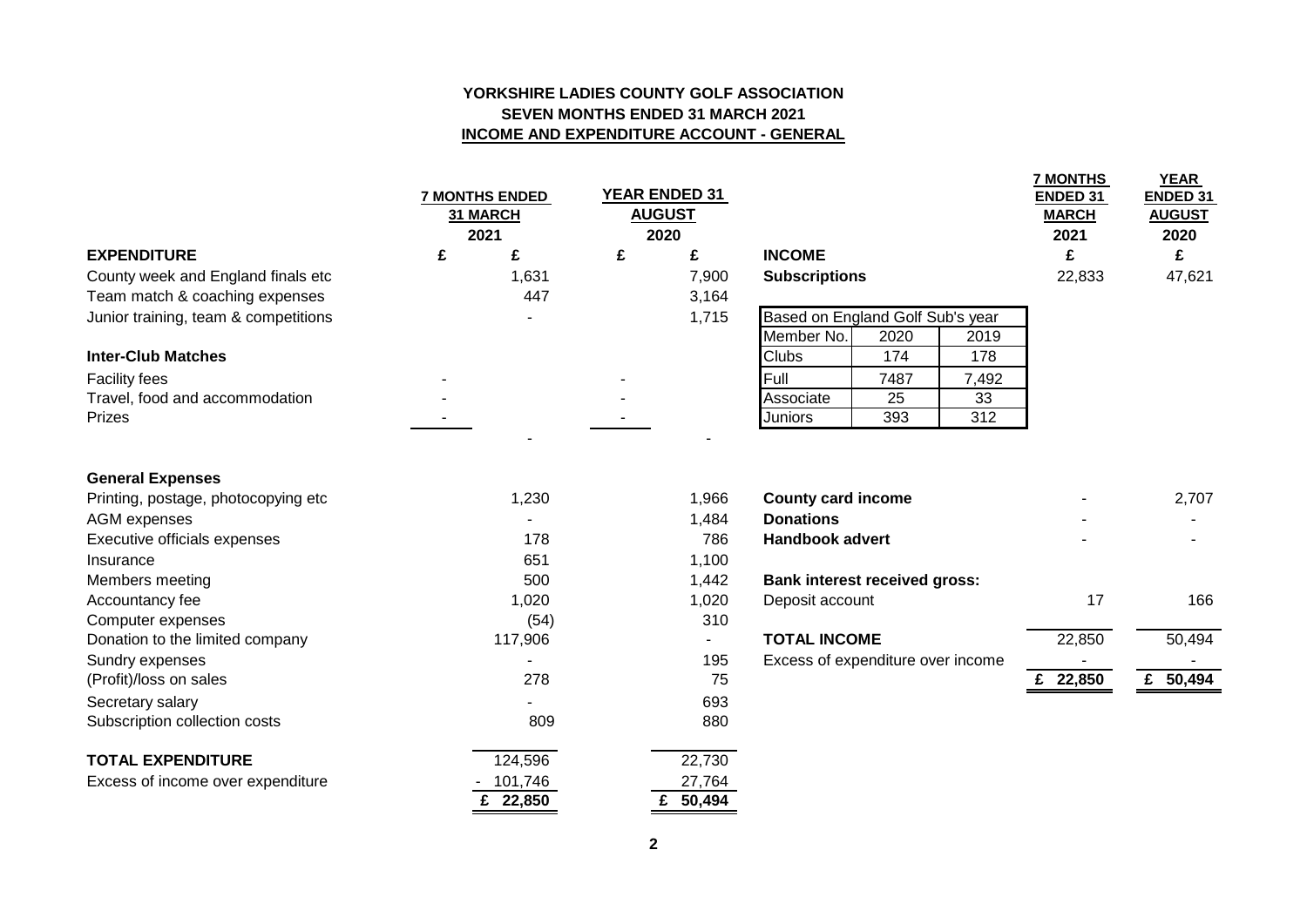# YORKSHIRE LADIES COUNTY GOLF ASSOCIATION

## SEVEN MONTHS ENDED 31 MARCH 2021

## INCOME AND EXPENDITURE ACCOUNT - GENERAL

| EXPENDITURE | 7 MONTHS ENDED 31 MARCH 2021 £ | £ | YEAR ENDED 31 AUGUST 2020 £ | £ |
|---|---|---|---|---|
| County week and England finals etc | | 1,631 | | 7,900 |
| Team match & coaching expenses | | 447 | | 3,164 |
| Junior training, team & competitions | | - | | 1,715 |
| **Inter-Club Matches** | | | | |
| Facility fees | - | | - | |
| Travel, food and accommodation | - | | - | |
| Prizes | - | | - | |
| | | - | | - |
| **General Expenses** | | | | |
| Printing, postage, photocopying etc | | 1,230 | | 1,966 |
| AGM expenses | | - | | 1,484 |
| Executive officials expenses | | 178 | | 786 |
| Insurance | | 651 | | 1,100 |
| Members meeting | | 500 | | 1,442 |
| Accountancy fee | | 1,020 | | 1,020 |
| Computer expenses | | (54) | | 310 |
| Donation to the limited company | | 117,906 | | - |
| Sundry expenses | | - | | 195 |
| (Profit)/loss on sales | | 278 | | 75 |
| Secretary salary | | - | | 693 |
| Subscription collection costs | | 809 | | 880 |
| **TOTAL EXPENDITURE** | | 124,596 | | 22,730 |
| Excess of income over expenditure | | - 101,746 | | 27,764 |
| | | £ 22,850 | | £ 50,494 |

| INCOME | 7 MONTHS ENDED 31 MARCH 2021 £ | YEAR ENDED 31 AUGUST 2020 £ |
|---|---|---|
| **Subscriptions** | 22,833 | 47,621 |
| **County card income** | - | 2,707 |
| **Donations** | - | - |
| **Handbook advert** | - | - |
| **Bank interest received gross:** | | |
| Deposit account | 17 | 166 |
| **TOTAL INCOME** | 22,850 | 50,494 |
| Excess of expenditure over income | - | - |
| | £ 22,850 | £ 50,494 |

| Based on England Golf Sub's year | | |
|---|---|---|
| Member No. | 2020 | 2019 |
| Clubs | 174 | 178 |
| Full | 7487 | 7,492 |
| Associate | 25 | 33 |
| Juniors | 393 | 312 |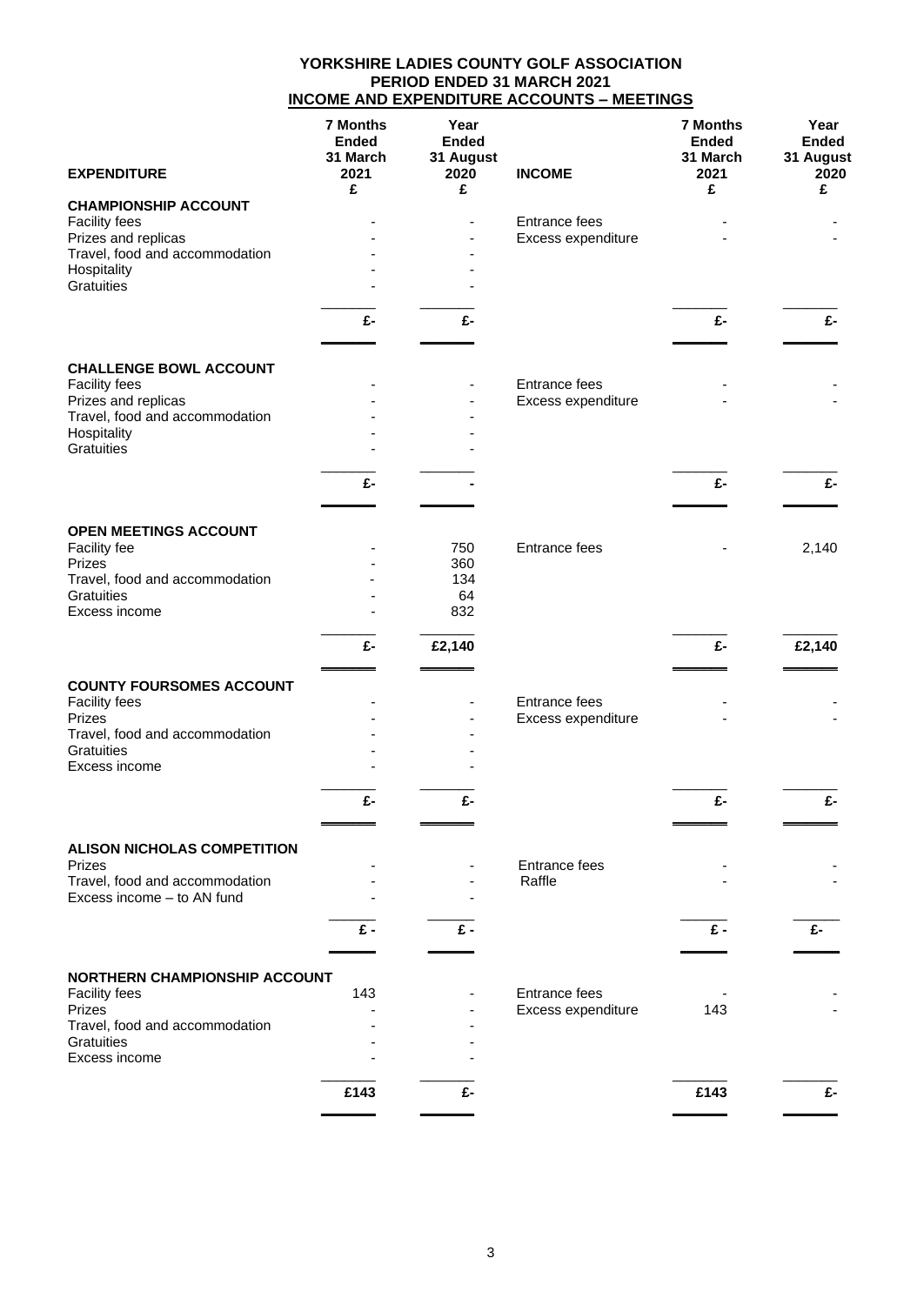# YORKSHIRE LADIES COUNTY GOLF ASSOCIATION
## PERIOD ENDED 31 MARCH 2021
## INCOME AND EXPENDITURE ACCOUNTS – MEETINGS

| EXPENDITURE | 7 Months Ended 31 March 2021 £ | Year Ended 31 August 2020 £ | INCOME | 7 Months Ended 31 March 2021 £ | Year Ended 31 August 2020 £ |
|---|---|---|---|---|---|
| **CHAMPIONSHIP ACCOUNT** | | | | | |
| Facility fees | - | - | Entrance fees | - | - |
| Prizes and replicas | - | - | Excess expenditure | - | - |
| Travel, food and accommodation | - | - | | | |
| Hospitality | - | - | | | |
| Gratuities | - | - | | | |
| | £- | £- | | £- | £- |
| **CHALLENGE BOWL ACCOUNT** | | | | | |
| Facility fees | - | - | Entrance fees | - | - |
| Prizes and replicas | - | - | Excess expenditure | - | - |
| Travel, food and accommodation | - | - | | | |
| Hospitality | - | - | | | |
| Gratuities | - | - | | | |
| | £- | - | | £- | £- |
| **OPEN MEETINGS ACCOUNT** | | | | | |
| Facility fee | - | 750 | Entrance fees | - | 2,140 |
| Prizes | - | 360 | | | |
| Travel, food and accommodation | - | 134 | | | |
| Gratuities | - | 64 | | | |
| Excess income | - | 832 | | | |
| | £- | £2,140 | | £- | £2,140 |
| **COUNTY FOURSOMES ACCOUNT** | | | | | |
| Facility fees | - | - | Entrance fees | - | - |
| Prizes | - | - | Excess expenditure | - | - |
| Travel, food and accommodation | - | - | | | |
| Gratuities | - | - | | | |
| Excess income | - | - | | | |
| | £- | £- | | £- | £- |
| **ALISON NICHOLAS COMPETITION** | | | | | |
| Prizes | - | - | Entrance fees | - | - |
| Travel, food and accommodation | - | - | Raffle | - | - |
| Excess income – to AN fund | - | - | | | |
| | £ - | £ - | | £ - | £- |
| **NORTHERN CHAMPIONSHIP ACCOUNT** | | | | | |
| Facility fees | 143 | - | Entrance fees | - | - |
| Prizes | - | - | Excess expenditure | 143 | - |
| Travel, food and accommodation | - | - | | | |
| Gratuities | - | - | | | |
| Excess income | - | - | | | |
| | £143 | £- | | £143 | £- |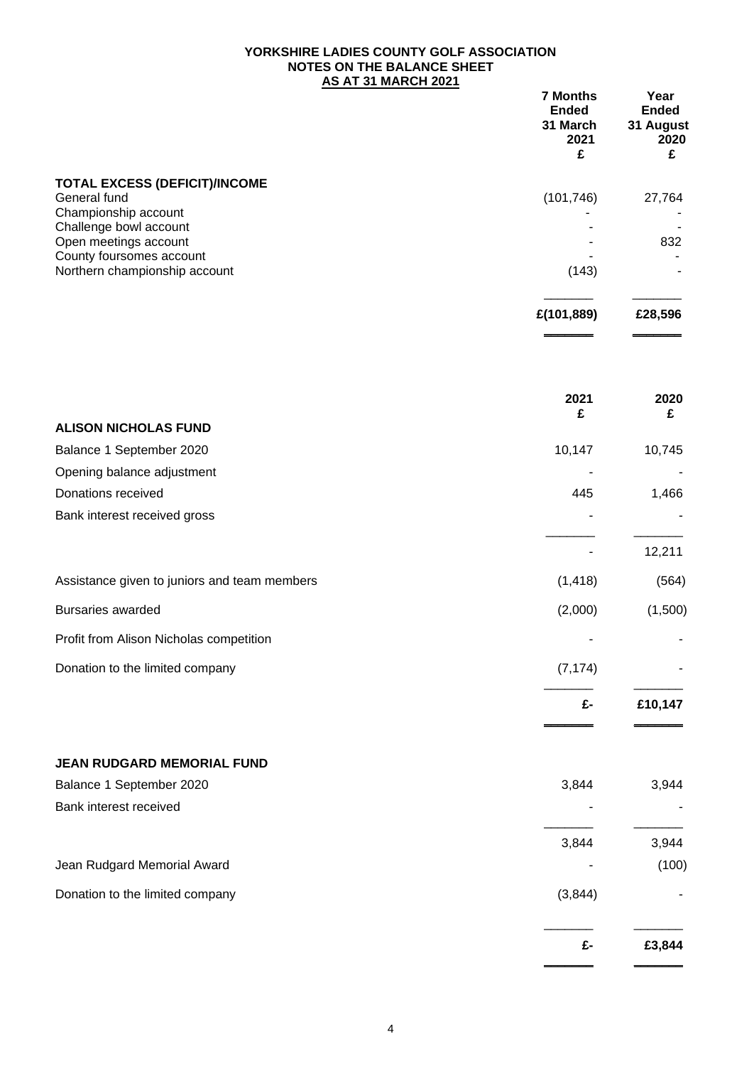# YORKSHIRE LADIES COUNTY GOLF ASSOCIATION
## NOTES ON THE BALANCE SHEET
## AS AT 31 MARCH 2021

| | 7 Months Ended 31 March 2021 £ | Year Ended 31 August 2020 £ |
|---|---|---|
| **TOTAL EXCESS (DEFICIT)/INCOME** | | |
| General fund | (101,746) | 27,764 |
| Championship account | - | - |
| Challenge bowl account | - | - |
| Open meetings account | - | 832 |
| County foursomes account | - | - |
| Northern championship account | (143) | - |
| | **£(101,889)** | **£28,596** |

| | 2021 £ | 2020 £ |
|---|---|---|
| **ALISON NICHOLAS FUND** | | |
| Balance 1 September 2020 | 10,147 | 10,745 |
| Opening balance adjustment | - | - |
| Donations received | 445 | 1,466 |
| Bank interest received gross | - | - |
| | - | 12,211 |
| Assistance given to juniors and team members | (1,418) | (564) |
| Bursaries awarded | (2,000) | (1,500) |
| Profit from Alison Nicholas competition | - | - |
| Donation to the limited company | (7,174) | - |
| | **£-** | **£10,147** |

| | 2021 £ | 2020 £ |
|---|---|---|
| **JEAN RUDGARD MEMORIAL FUND** | | |
| Balance 1 September 2020 | 3,844 | 3,944 |
| Bank interest received | - | - |
| | 3,844 | 3,944 |
| Jean Rudgard Memorial Award | - | (100) |
| Donation to the limited company | (3,844) | - |
| | **£-** | **£3,844** |